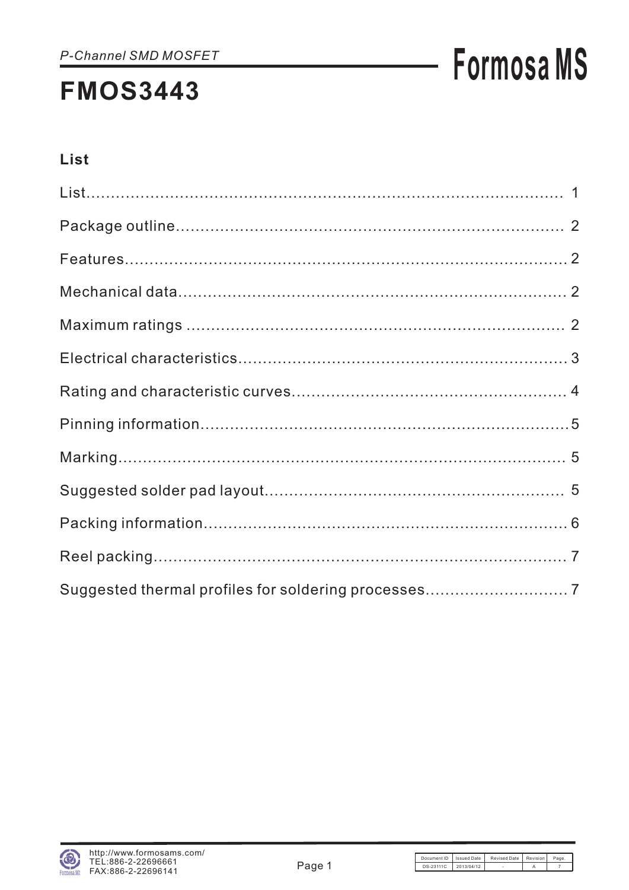*P-Channel SMD MOSFET*

**Formosa MS**

# FMOS3443

## List

List........................................................................................ 1

Package outline.............................................................................. 2

Features...................................................................................... 2

Mechanical data.............................................................................. 2

Maximum ratings ............................................................................ 2

Electrical characteristics................................................................. 3

Rating and characteristic curves...................................................... 4

Pinning information.......................................................................... 5

Marking....................................................................................... 5

Suggested solder pad layout........................................................... 5

Packing information......................................................................... 6

Reel packing.................................................................................. 7

Suggested thermal profiles for soldering processes............................ 7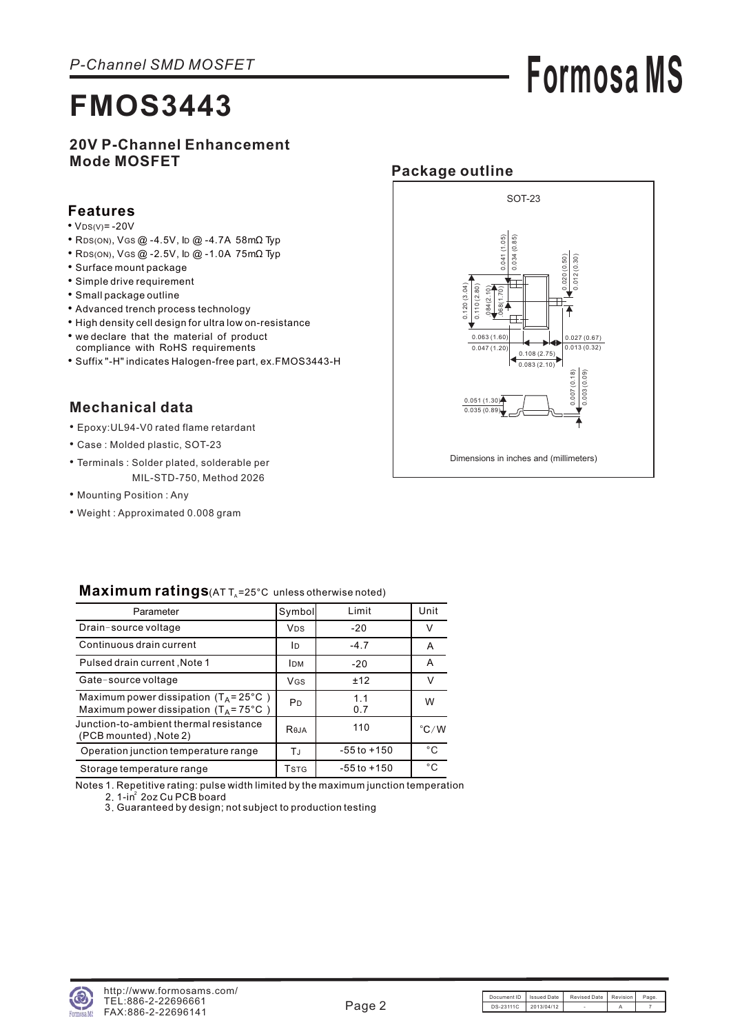*P-Channel SMD MOSFET*

# FMOS3443

**20V P-Channel Enhancement Mode MOSFET**

## Features

- $V_{DS(V)}$= -20V
- $R_{DS(ON)}$, $V_{GS}$ @ -4.5V, $I_D$ @ -4.7A 58mΩ Typ
- $R_{DS(ON)}$, $V_{GS}$ @ -2.5V, $I_D$ @ -1.0A 75mΩ Typ
- Surface mount package
- Simple drive requirement
- Small package outline
- Advanced trench process technology
- High density cell design for ultra low on-resistance
- we declare that the material of product compliance with RoHS requirements
- Suffix "-H" indicates Halogen-free part, ex.FMOS3443-H

## Package outline

SOT-23

Dimensions in inches and (millimeters)

## Mechanical data

- Epoxy:UL94-V0 rated flame retardant
- Case : Molded plastic, SOT-23
- Terminals : Solder plated, solderable per MIL-STD-750, Method 2026
- Mounting Position : Any
- Weight : Approximated 0.008 gram

## Maximum ratings (AT $T_A$=25°C unless otherwise noted)

| Parameter | Symbol | Limit | Unit |
|---|---|---|---|
| Drain-source voltage | $V_{DS}$ | -20 | V |
| Continuous drain current | $I_D$ | -4.7 | A |
| Pulsed drain current ,Note 1 | $I_{DM}$ | -20 | A |
| Gate-source voltage | $V_{GS}$ | ±12 | V |
| Maximum power dissipation ($T_A$= 25°C )<br>Maximum power dissipation ($T_A$= 75°C ) | $P_D$ | 1.1<br>0.7 | W |
| Junction-to-ambient thermal resistance (PCB mounted) ,Note 2) | $R_{\theta JA}$ | 110 | °C/W |
| Operation junction temperature range | $T_J$ | -55 to +150 | °C |
| Storage temperature range | $T_{STG}$ | -55 to +150 | °C |

Notes 1. Repetitive rating: pulse width limited by the maximum junction temperation
2. 1-in$^2$ 2oz Cu PCB board
3. Guaranteed by design; not subject to production testing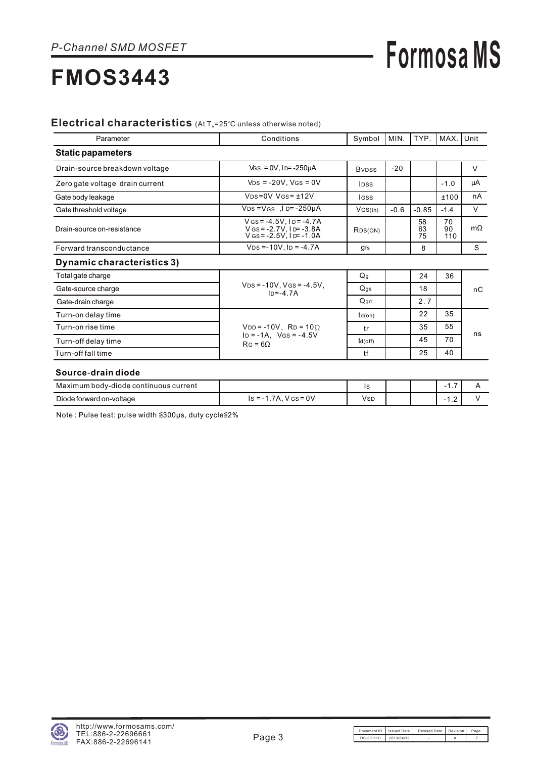*P-Channel SMD MOSFET*

# FMOS3443

## Electrical characteristics (At $T_A$=25°C unless otherwise noted)

| Parameter | Conditions | Symbol | MIN. | TYP. | MAX. | Unit |
|---|---|---|---|---|---|---|
| **Static papameters** | | | | | | |
| Drain-source breakdown voltage | $V_{GS}$ = 0V, $I_D$= -250µA | $B_{VDSS}$ | -20 | | | V |
| Zero gate voltage drain current | $V_{DS}$ = -20V, $V_{GS}$ = 0V | $I_{DSS}$ | | | -1.0 | µA |
| Gate body leakage | $V_{DS}$=0V $V_{GS}$= ±12V | $I_{GSS}$ | | | ±100 | nA |
| Gate threshold voltage | $V_{DS}$ =$V_{GS}$ ,$I_D$= -250µA | $V_{GS(th)}$ | -0.6 | -0.85 | -1.4 | V |
| Drain-source on-resistance | $V_{GS}$ = -4.5V, $I_D$ = -4.7A<br>$V_{GS}$ = -2.7V, $I_D$= -3.8A<br>$V_{GS}$ = -2.5V, $I_D$= -1.0A | $R_{DS(ON)}$ | | 58<br>63<br>75 | 70<br>90<br>110 | mΩ |
| Forward transconductance | $V_{DS}$ =-10V, $I_D$ = -4.7A | $g_{fs}$ | | 8 | | S |
| **Dynamic characteristics 3)** | | | | | | |
| Total gate charge | $V_{DS}$ = -10V, $V_{GS}$ = -4.5V, $I_D$=-4.7A | $Q_g$ | | 24 | 36 | nC |
| Gate-source charge | | $Q_{gs}$ | | 18 | | |
| Gate-drain charge | | $Q_{gd}$ | | 2.7 | | |
| Turn-on delay time | $V_{DD}$ = -10V, $R_D$ = 10Ω<br>$I_D$ = -1A, $V_{GS}$ = -4.5V<br>$R_G$ = 6Ω | $t_{d(on)}$ | | 22 | 35 | ns |
| Turn-on rise time | | tr | | 35 | 55 | |
| Turn-off delay time | | $t_{d(off)}$ | | 45 | 70 | |
| Turn-off fall time | | tf | | 25 | 40 | |

### Source-drain diode

| Parameter | Conditions | Symbol | MIN. | TYP. | MAX. | Unit |
|---|---|---|---|---|---|---|
| Maximum body-diode continuous current | | $I_S$ | | | -1.7 | A |
| Diode forward on-voltage | $I_S$ = -1.7A, $V_{GS}$ = 0V | $V_{SD}$ | | | -1.2 | V |

Note : Pulse test: pulse width ≦300µs, duty cycle≦2%

| Document ID | Issued Date | Revised Date | Revision | Page. |
|---|---|---|---|---|
| DS-23111C | 2013/04/12 | - | A | 7 |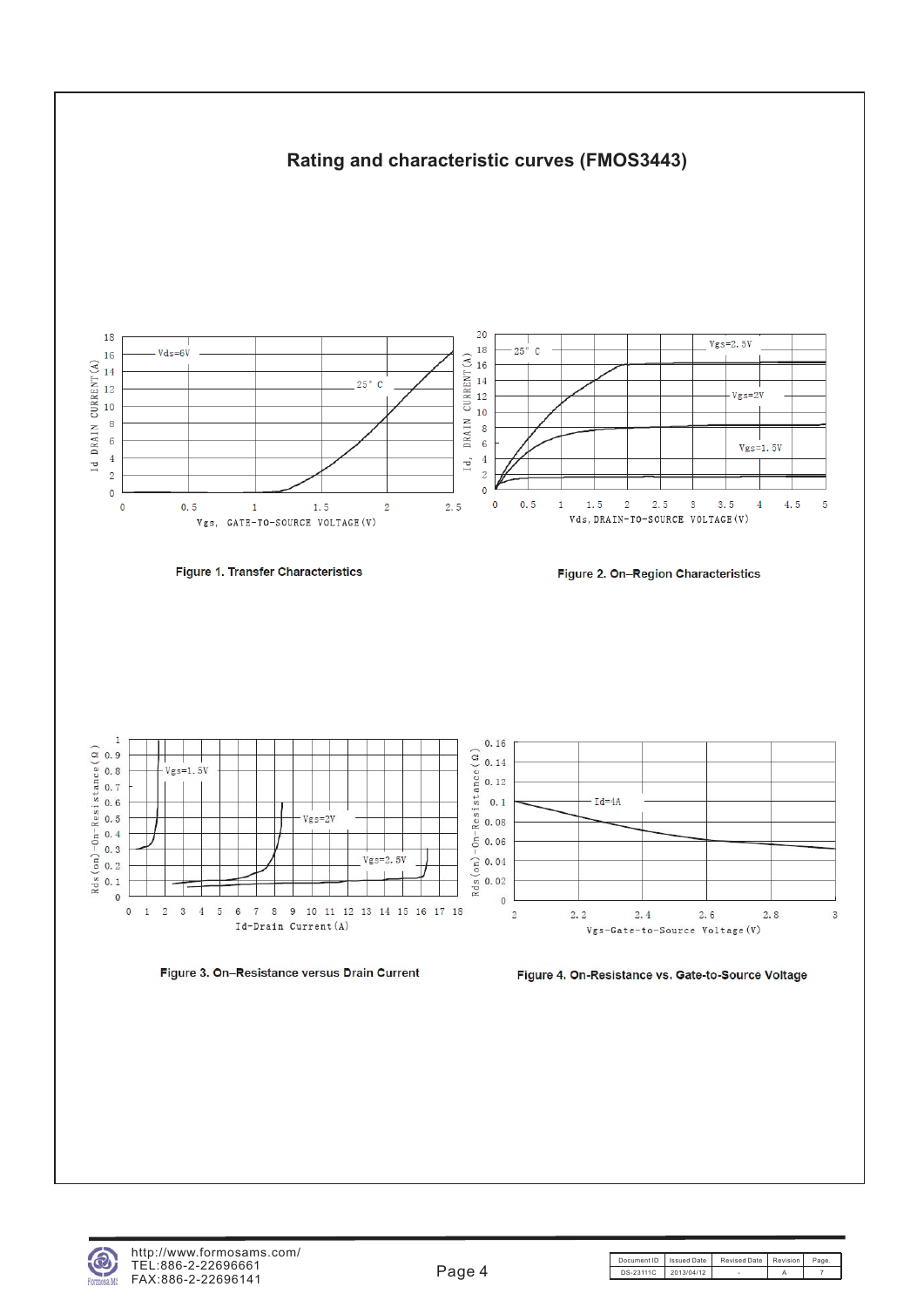## Rating and characteristic curves (FMOS3443)

Figure 1. Transfer Characteristics

Figure 2. On–Region Characteristics

Figure 3. On–Resistance versus Drain Current

Figure 4. On-Resistance vs. Gate-to-Source Voltage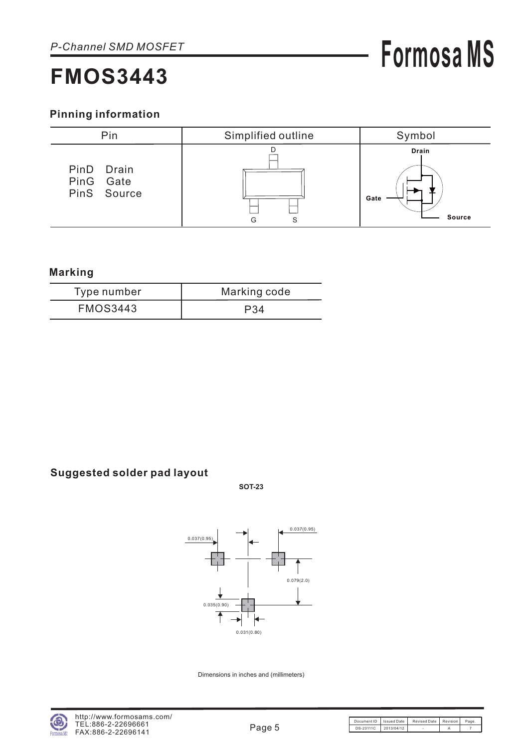*P-Channel SMD MOSFET*

# FMOS3443

## Pinning information

| Pin | Simplified outline | Symbol |
|---|---|---|
| PinD Drain<br>PinG Gate<br>PinS Source | D<br>G S | Drain<br>Gate<br>Source |

## Marking

| Type number | Marking code |
|---|---|
| FMOS3443 | P34 |

## Suggested solder pad layout

**SOT-23**

0.037(0.95)
0.037(0.95)
0.079(2.0)
0.035(0.90)
0.031(0.80)

Dimensions in inches and (millimeters)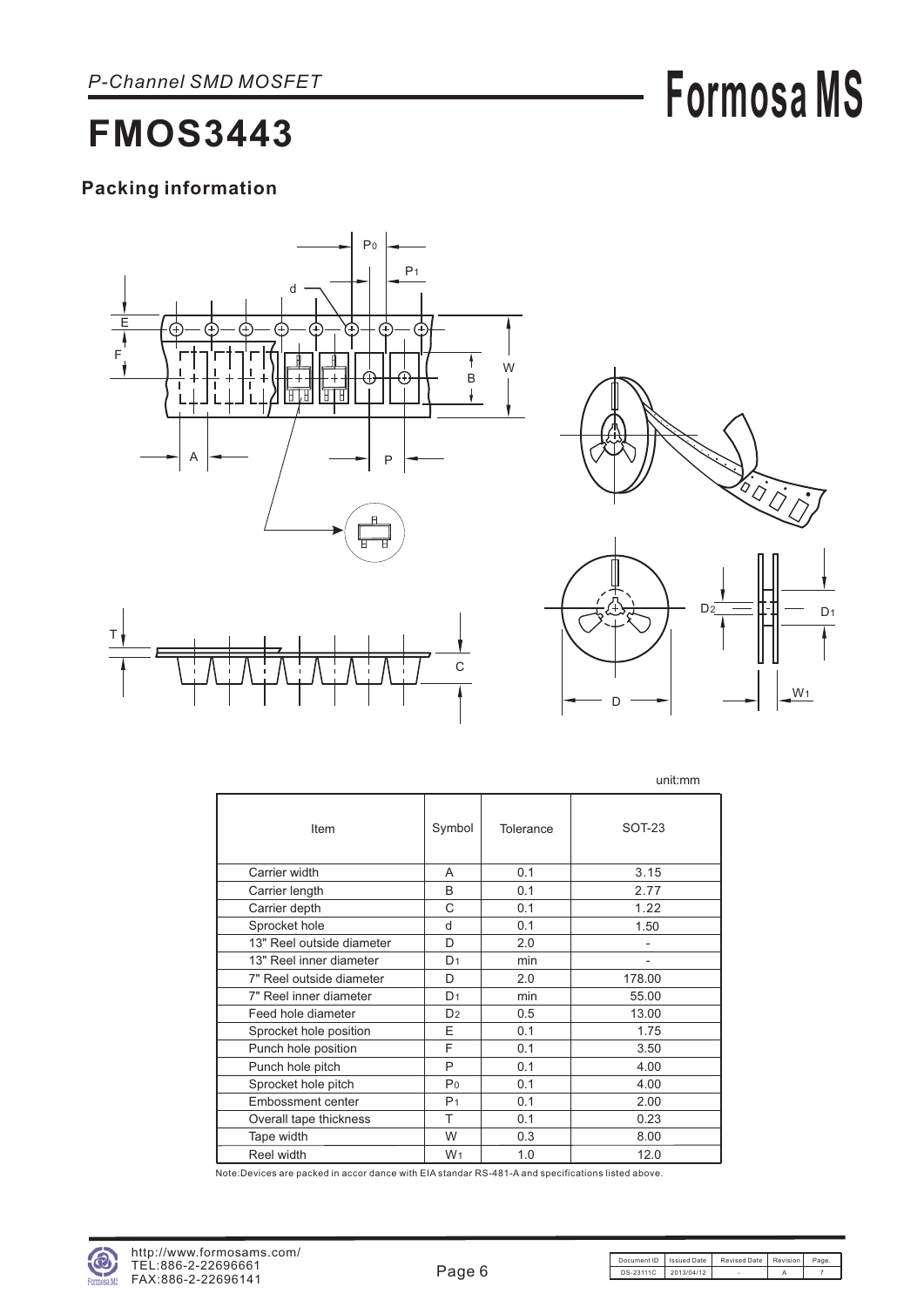*P-Channel SMD MOSFET*

# FMOS3443

## Packing information

unit:mm

| Item | Symbol | Tolerance | SOT-23 |
|---|---|---|---|
| Carrier width | A | 0.1 | 3.15 |
| Carrier length | B | 0.1 | 2.77 |
| Carrier depth | C | 0.1 | 1.22 |
| Sprocket hole | d | 0.1 | 1.50 |
| 13" Reel outside diameter | D | 2.0 | - |
| 13" Reel inner diameter | $D_1$ | min | - |
| 7" Reel outside diameter | D | 2.0 | 178.00 |
| 7" Reel inner diameter | $D_1$ | min | 55.00 |
| Feed hole diameter | $D_2$ | 0.5 | 13.00 |
| Sprocket hole position | E | 0.1 | 1.75 |
| Punch hole position | F | 0.1 | 3.50 |
| Punch hole pitch | P | 0.1 | 4.00 |
| Sprocket hole pitch | $P_0$ | 0.1 | 4.00 |
| Embossment center | $P_1$ | 0.1 | 2.00 |
| Overall tape thickness | T | 0.1 | 0.23 |
| Tape width | W | 0.3 | 8.00 |
| Reel width | $W_1$ | 1.0 | 12.0 |

Note:Devices are packed in accor dance with EIA standar RS-481-A and specifications listed above.

http://www.formosams.com/
TEL:886-2-22696661
FAX:886-2-22696141

| Document ID | Issued Date | Revised Date | Revision | Page. |
|---|---|---|---|---|
| DS-23111C | 2013/04/12 | - | A | 7 |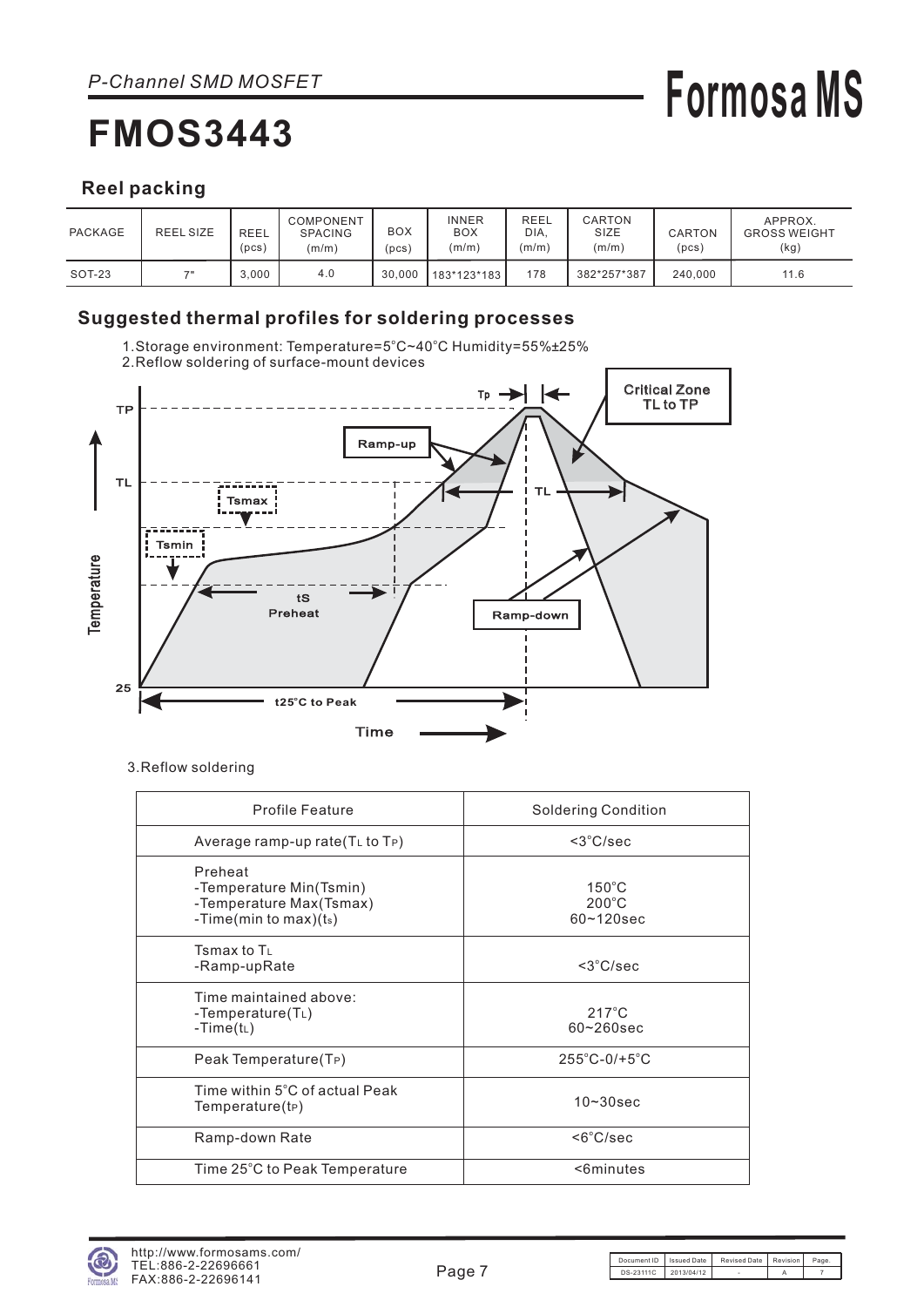*P-Channel SMD MOSFET*

# FMOS3443

## Reel packing

| PACKAGE | REEL SIZE | REEL (pcs) | COMPONENT SPACING (m/m) | BOX (pcs) | INNER BOX (m/m) | REEL DIA. (m/m) | CARTON SIZE (m/m) | CARTON (pcs) | APPROX. GROSS WEIGHT (kg) |
|---|---|---|---|---|---|---|---|---|---|
| SOT-23 | 7" | 3,000 | 4.0 | 30,000 | 183*123*183 | 178 | 382*257*387 | 240,000 | 11.6 |

## Suggested thermal profiles for soldering processes

1. Storage environment: Temperature=5°C~40°C Humidity=55%±25%
2. Reflow soldering of surface-mount devices

Tp
Critical Zone TL to TP
TP
Ramp-up
TL
TL
Tsmax
Tsmin
tS
Preheat
Ramp-down
Temperature
25
t25°C to Peak
Time

3. Reflow soldering

| Profile Feature | Soldering Condition |
|---|---|
| Average ramp-up rate($T_L$ to $T_P$) | <3°C/sec |
| Preheat<br>-Temperature Min(Tsmin)<br>-Temperature Max(Tsmax)<br>-Time(min to max)($t_s$) | <br>150°C<br>200°C<br>60~120sec |
| Tsmax to $T_L$<br>-Ramp-upRate | <3°C/sec |
| Time maintained above:<br>-Temperature($T_L$)<br>-Time($t_L$) | <br>217°C<br>60~260sec |
| Peak Temperature($T_P$) | 255°C-0/+5°C |
| Time within 5°C of actual Peak Temperature($t_P$) | 10~30sec |
| Ramp-down Rate | <6°C/sec |
| Time 25°C to Peak Temperature | <6minutes |